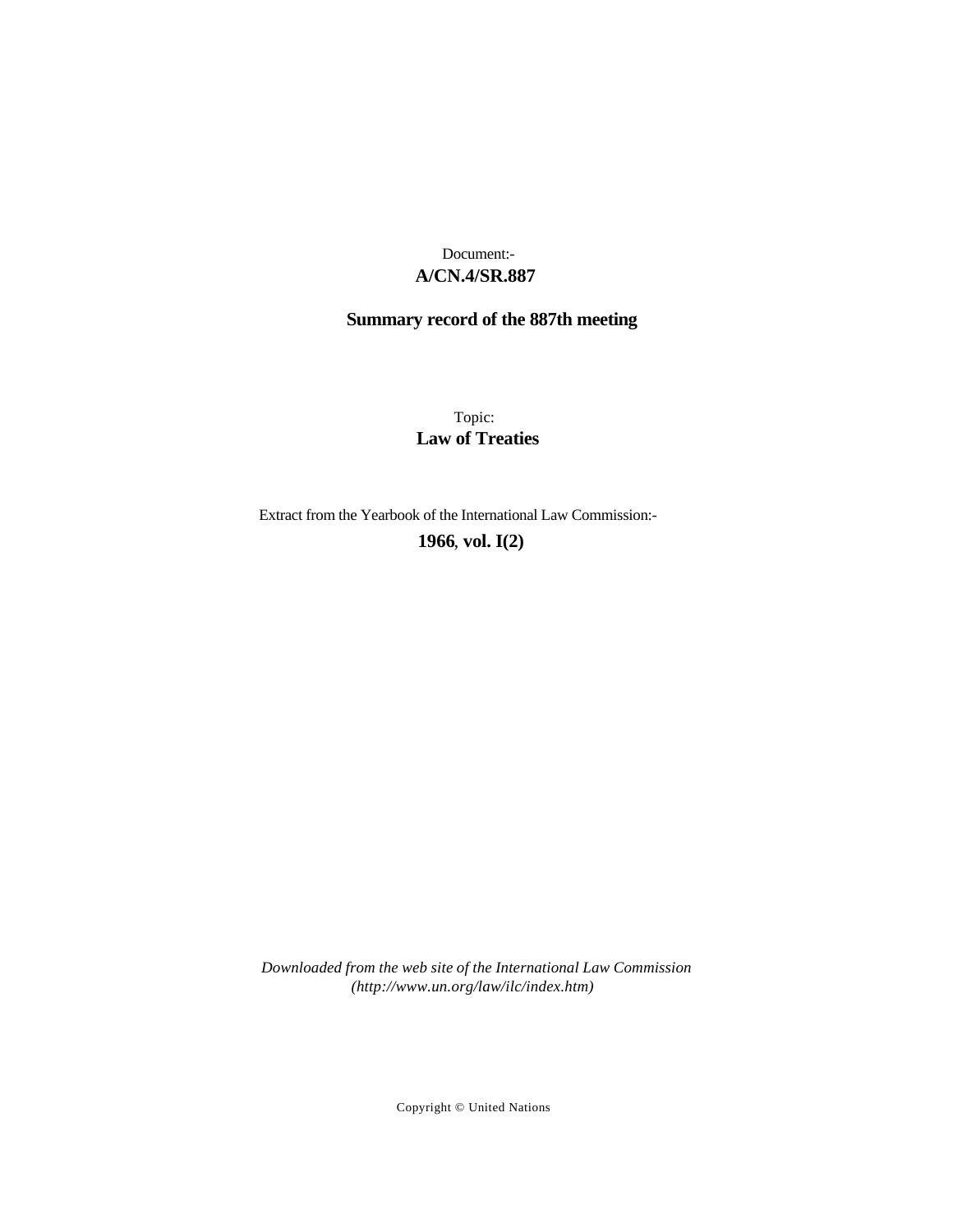Document:-
**A/CN.4/SR.887**

**Summary record of the 887th meeting**

Topic:
**Law of Treaties**

Extract from the Yearbook of the International Law Commission:-
**1966**, **vol. I(2)**

*Downloaded from the web site of the International Law Commission (http://www.un.org/law/ilc/index.htm)*

Copyright © United Nations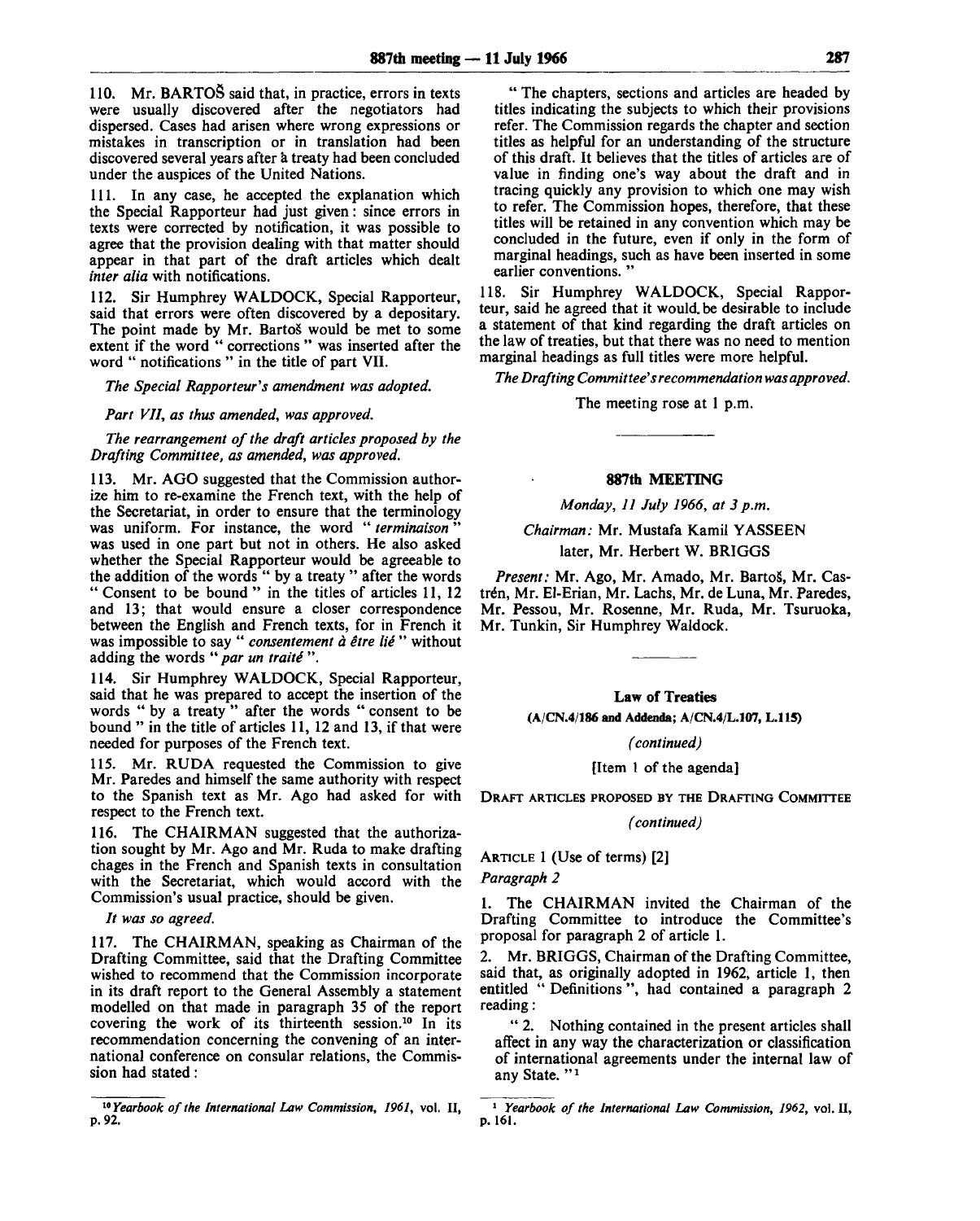110. Mr. BARTOŠ said that, in practice, errors in texts were usually discovered after the negotiators had dispersed. Cases had arisen where wrong expressions or mistakes in transcription or in translation had been discovered several years after a treaty had been concluded under the auspices of the United Nations.

111. In any case, he accepted the explanation which the Special Rapporteur had just given: since errors in texts were corrected by notification, it was possible to agree that the provision dealing with that matter should appear in that part of the draft articles which dealt *inter alia* with notifications.

112. Sir Humphrey WALDOCK, Special Rapporteur, said that errors were often discovered by a depositary. The point made by Mr. Bartoš would be met to some extent if the word " corrections " was inserted after the word " notifications " in the title of part VII.

*The Special Rapporteur's amendment was adopted.*

*Part VII, as thus amended, was approved.*

*The rearrangement of the draft articles proposed by the Drafting Committee, as amended, was approved.*

113. Mr. AGO suggested that the Commission authorize him to re-examine the French text, with the help of the Secretariat, in order to ensure that the terminology was uniform. For instance, the word " *terminaison* " was used in one part but not in others. He also asked whether the Special Rapporteur would be agreeable to the addition of the words " by a treaty " after the words " Consent to be bound " in the titles of articles 11, 12 and 13; that would ensure a closer correspondence between the English and French texts, for in French it was impossible to say " *consentement à être lié* " without adding the words " *par un traité* ".

114. Sir Humphrey WALDOCK, Special Rapporteur, said that he was prepared to accept the insertion of the words " by a treaty " after the words " consent to be bound " in the title of articles 11, 12 and 13, if that were needed for purposes of the French text.

115. Mr. RUDA requested the Commission to give Mr. Paredes and himself the same authority with respect to the Spanish text as Mr. Ago had asked for with respect to the French text.

116. The CHAIRMAN suggested that the authorization sought by Mr. Ago and Mr. Ruda to make drafting chages in the French and Spanish texts in consultation with the Secretariat, which would accord with the Commission's usual practice, should be given.

*It was so agreed.*

117. The CHAIRMAN, speaking as Chairman of the Drafting Committee, said that the Drafting Committee wished to recommend that the Commission incorporate in its draft report to the General Assembly a statement modelled on that made in paragraph 35 of the report covering the work of its thirteenth session.[10] In its recommendation concerning the convening of an international conference on consular relations, the Commission had stated:

" The chapters, sections and articles are headed by titles indicating the subjects to which their provisions refer. The Commission regards the chapter and section titles as helpful for an understanding of the structure of this draft. It believes that the titles of articles are of value in finding one's way about the draft and in tracing quickly any provision to which one may wish to refer. The Commission hopes, therefore, that these titles will be retained in any convention which may be concluded in the future, even if only in the form of marginal headings, such as have been inserted in some earlier conventions. "

118. Sir Humphrey WALDOCK, Special Rapporteur, said he agreed that it would be desirable to include a statement of that kind regarding the draft articles on the law of treaties, but that there was no need to mention marginal headings as full titles were more helpful.

*The Drafting Committee's recommendation was approved.*

The meeting rose at 1 p.m.

[10] *Yearbook of the International Law Commission, 1961*, vol. II, p. 92.

---

## 887th MEETING

*Monday, 11 July 1966, at 3 p.m.*

*Chairman:* Mr. Mustafa Kamil YASSEEN
later, Mr. Herbert W. BRIGGS

*Present:* Mr. Ago, Mr. Amado, Mr. Bartoš, Mr. Castrén, Mr. El-Erian, Mr. Lachs, Mr. de Luna, Mr. Paredes, Mr. Pessou, Mr. Rosenne, Mr. Ruda, Mr. Tsuruoka, Mr. Tunkin, Sir Humphrey Waldock.

---

### Law of Treaties

**(A/CN.4/186 and Addenda; A/CN.4/L.107, L.115)**

*(continued)*

[Item 1 of the agenda]

DRAFT ARTICLES PROPOSED BY THE DRAFTING COMMITTEE

*(continued)*

ARTICLE 1 (Use of terms) [2]

*Paragraph 2*

1. The CHAIRMAN invited the Chairman of the Drafting Committee to introduce the Committee's proposal for paragraph 2 of article 1.

2. Mr. BRIGGS, Chairman of the Drafting Committee, said that, as originally adopted in 1962, article 1, then entitled " Definitions ", had contained a paragraph 2 reading:

" 2. Nothing contained in the present articles shall affect in any way the characterization or classification of international agreements under the internal law of any State. "[1]

[1] *Yearbook of the International Law Commission, 1962*, vol. II, p. 161.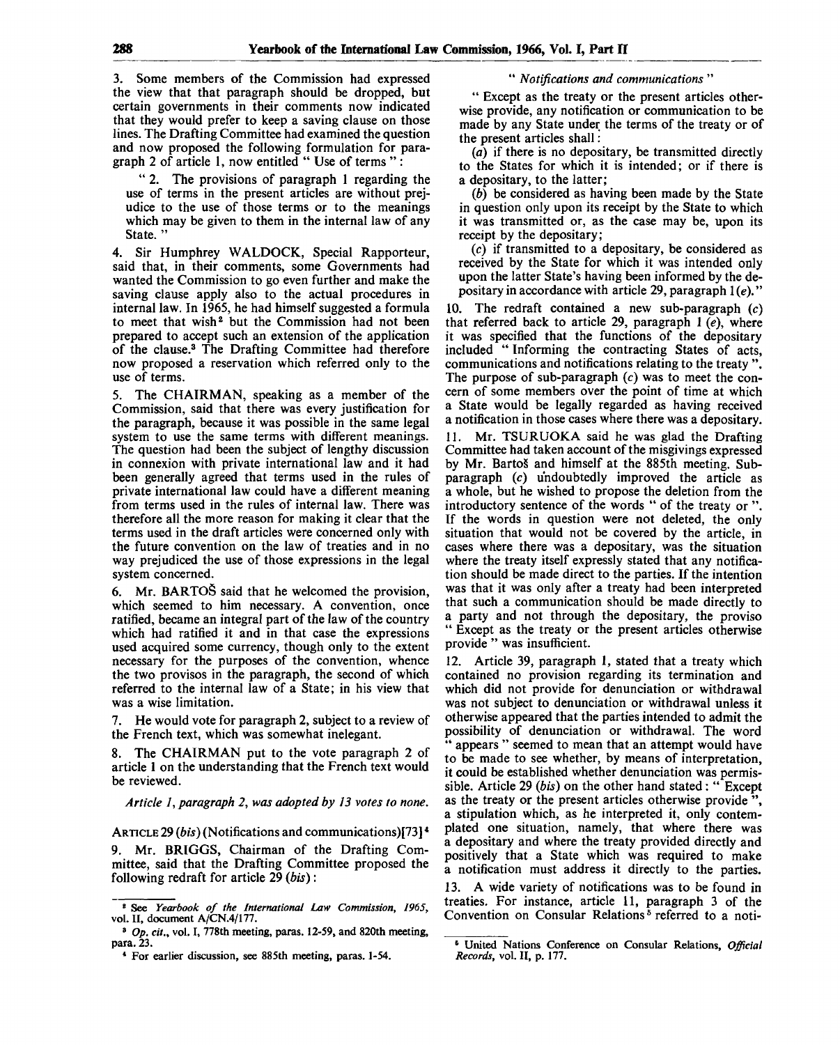3. Some members of the Commission had expressed the view that that paragraph should be dropped, but certain governments in their comments now indicated that they would prefer to keep a saving clause on those lines. The Drafting Committee had examined the question and now proposed the following formulation for paragraph 2 of article 1, now entitled " Use of terms " :

" 2. The provisions of paragraph 1 regarding the use of terms in the present articles are without prejudice to the use of those terms or to the meanings which may be given to them in the internal law of any State. "

4. Sir Humphrey WALDOCK, Special Rapporteur, said that, in their comments, some Governments had wanted the Commission to go even further and make the saving clause apply also to the actual procedures in internal law. In 1965, he had himself suggested a formula to meet that wish[2] but the Commission had not been prepared to accept such an extension of the application of the clause.[3] The Drafting Committee had therefore now proposed a reservation which referred only to the use of terms.

5. The CHAIRMAN, speaking as a member of the Commission, said that there was every justification for the paragraph, because it was possible in the same legal system to use the same terms with different meanings. The question had been the subject of lengthy discussion in connexion with private international law and it had been generally agreed that terms used in the rules of private international law could have a different meaning from terms used in the rules of internal law. There was therefore all the more reason for making it clear that the terms used in the draft articles were concerned only with the future convention on the law of treaties and in no way prejudiced the use of those expressions in the legal system concerned.

6. Mr. BARTOŠ said that he welcomed the provision, which seemed to him necessary. A convention, once ratified, became an integral part of the law of the country which had ratified it and in that case the expressions used acquired some currency, though only to the extent necessary for the purposes of the convention, whence the two provisos in the paragraph, the second of which referred to the internal law of a State; in his view that was a wise limitation.

7. He would vote for paragraph 2, subject to a review of the French text, which was somewhat inelegant.

8. The CHAIRMAN put to the vote paragraph 2 of article 1 on the understanding that the French text would be reviewed.

*Article 1, paragraph 2, was adopted by 13 votes to none.*

ARTICLE 29 (*bis*) (Notifications and communications)[73][4]

9. Mr. BRIGGS, Chairman of the Drafting Committee, said that the Drafting Committee proposed the following redraft for article 29 (*bis*):

" *Notifications and communications* "

" Except as the treaty or the present articles otherwise provide, any notification or communication to be made by any State under the terms of the treaty or of the present articles shall:

(*a*) if there is no depositary, be transmitted directly to the States for which it is intended; or if there is a depositary, to the latter;

(*b*) be considered as having been made by the State in question only upon its receipt by the State to which it was transmitted or, as the case may be, upon its receipt by the depositary;

(*c*) if transmitted to a depositary, be considered as received by the State for which it was intended only upon the latter State's having been informed by the depositary in accordance with article 29, paragraph 1(*e*)."

10. The redraft contained a new sub-paragraph (*c*) that referred back to article 29, paragraph 1 (*e*), where it was specified that the functions of the depositary included " Informing the contracting States of acts, communications and notifications relating to the treaty ". The purpose of sub-paragraph (*c*) was to meet the concern of some members over the point of time at which a State would be legally regarded as having received a notification in those cases where there was a depositary.

11. Mr. TSURUOKA said he was glad the Drafting Committee had taken account of the misgivings expressed by Mr. Bartoš and himself at the 885th meeting. Sub-paragraph (*c*) undoubtedly improved the article as a whole, but he wished to propose the deletion from the introductory sentence of the words " of the treaty or ". If the words in question were not deleted, the only situation that would not be covered by the article, in cases where there was a depositary, was the situation where the treaty itself expressly stated that any notification should be made direct to the parties. If the intention was that it was only after a treaty had been interpreted that such a communication should be made directly to a party and not through the depositary, the proviso " Except as the treaty or the present articles otherwise provide " was insufficient.

12. Article 39, paragraph 1, stated that a treaty which contained no provision regarding its termination and which did not provide for denunciation or withdrawal was not subject to denunciation or withdrawal unless it otherwise appeared that the parties intended to admit the possibility of denunciation or withdrawal. The word " appears " seemed to mean that an attempt would have to be made to see whether, by means of interpretation, it could be established whether denunciation was permissible. Article 29 (*bis*) on the other hand stated : " Except as the treaty or the present articles otherwise provide ", a stipulation which, as he interpreted it, only contemplated one situation, namely, that where there was a depositary and where the treaty provided directly and positively that a State which was required to make a notification must address it directly to the parties.

13. A wide variety of notifications was to be found in treaties. For instance, article 11, paragraph 3 of the Convention on Consular Relations[5] referred to a noti-

---

[2] See *Yearbook of the International Law Commission, 1965*, vol. II, document A/CN.4/177.

[3] *Op. cit.*, vol. I, 778th meeting, paras. 12-59, and 820th meeting, para. 23.

[4] For earlier discussion, see 885th meeting, paras. 1-54.

[5] United Nations Conference on Consular Relations, *Official Records*, vol. II, p. 177.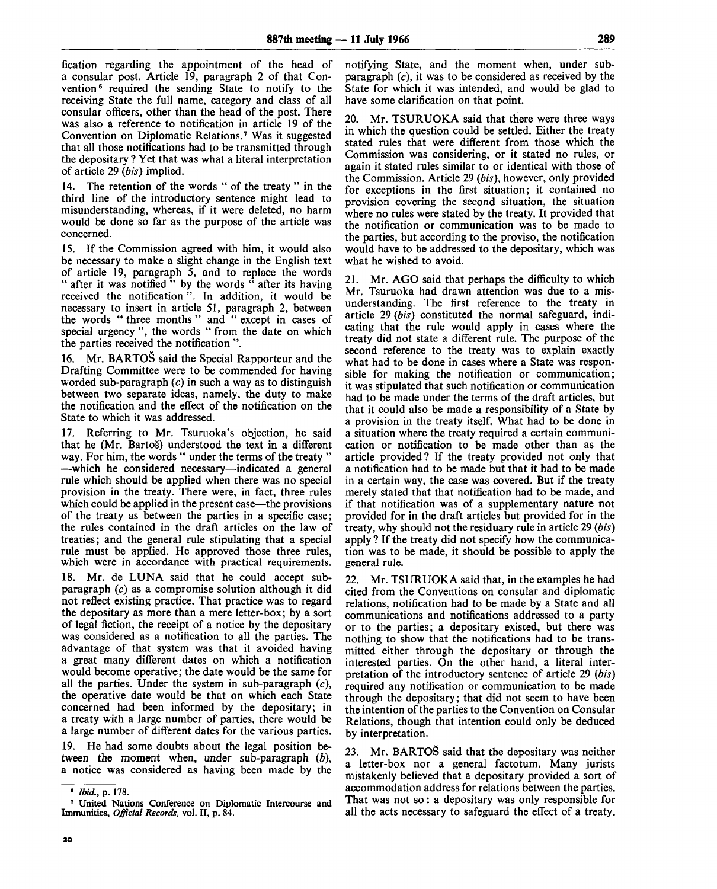fication regarding the appointment of the head of a consular post. Article 19, paragraph 2 of that Convention[6] required the sending State to notify to the receiving State the full name, category and class of all consular officers, other than the head of the post. There was also a reference to notification in article 19 of the Convention on Diplomatic Relations.[7] Was it suggested that all those notifications had to be transmitted through the depositary? Yet that was what a literal interpretation of article 29 (*bis*) implied.

14. The retention of the words " of the treaty " in the third line of the introductory sentence might lead to misunderstanding, whereas, if it were deleted, no harm would be done so far as the purpose of the article was concerned.

15. If the Commission agreed with him, it would also be necessary to make a slight change in the English text of article 19, paragraph 5, and to replace the words " after it was notified " by the words " after its having received the notification ". In addition, it would be necessary to insert in article 51, paragraph 2, between the words " three months " and " except in cases of special urgency ", the words " from the date on which the parties received the notification ".

16. Mr. BARTOŠ said the Special Rapporteur and the Drafting Committee were to be commended for having worded sub-paragraph (*c*) in such a way as to distinguish between two separate ideas, namely, the duty to make the notification and the effect of the notification on the State to which it was addressed.

17. Referring to Mr. Tsuruoka's objection, he said that he (Mr. Bartoš) understood the text in a different way. For him, the words " under the terms of the treaty " —which he considered necessary—indicated a general rule which should be applied when there was no special provision in the treaty. There were, in fact, three rules which could be applied in the present case—the provisions of the treaty as between the parties in a specific case; the rules contained in the draft articles on the law of treaties; and the general rule stipulating that a special rule must be applied. He approved those three rules, which were in accordance with practical requirements.

18. Mr. de LUNA said that he could accept sub-paragraph (*c*) as a compromise solution although it did not reflect existing practice. That practice was to regard the depositary as more than a mere letter-box; by a sort of legal fiction, the receipt of a notice by the depositary was considered as a notification to all the parties. The advantage of that system was that it avoided having a great many different dates on which a notification would become operative; the date would be the same for all the parties. Under the system in sub-paragraph (*c*), the operative date would be that on which each State concerned had been informed by the depositary; in a treaty with a large number of parties, there would be a large number of different dates for the various parties.

19. He had some doubts about the legal position between the moment when, under sub-paragraph (*b*), a notice was considered as having been made by the notifying State, and the moment when, under sub-paragraph (*c*), it was to be considered as received by the State for which it was intended, and would be glad to have some clarification on that point.

20. Mr. TSURUOKA said that there were three ways in which the question could be settled. Either the treaty stated rules that were different from those which the Commission was considering, or it stated no rules, or again it stated rules similar to or identical with those of the Commission. Article 29 (*bis*), however, only provided for exceptions in the first situation; it contained no provision covering the second situation, the situation where no rules were stated by the treaty. It provided that the notification or communication was to be made to the parties, but according to the proviso, the notification would have to be addressed to the depositary, which was what he wished to avoid.

21. Mr. AGO said that perhaps the difficulty to which Mr. Tsuruoka had drawn attention was due to a misunderstanding. The first reference to the treaty in article 29 (*bis*) constituted the normal safeguard, indicating that the rule would apply in cases where the treaty did not state a different rule. The purpose of the second reference to the treaty was to explain exactly what had to be done in cases where a State was responsible for making the notification or communication; it was stipulated that such notification or communication had to be made under the terms of the draft articles, but that it could also be made a responsibility of a State by a provision in the treaty itself. What had to be done in a situation where the treaty required a certain communication or notification to be made other than as the article provided? If the treaty provided not only that a notification had to be made but that it had to be made in a certain way, the case was covered. But if the treaty merely stated that that notification had to be made, and if that notification was of a supplementary nature not provided for in the draft articles but provided for in the treaty, why should not the residuary rule in article 29 (*bis*) apply? If the treaty did not specify how the communication was to be made, it should be possible to apply the general rule.

22. Mr. TSURUOKA said that, in the examples he had cited from the Conventions on consular and diplomatic relations, notification had to be made by a State and all communications and notifications addressed to a party or to the parties; a depositary existed, but there was nothing to show that the notifications had to be transmitted either through the depositary or through the interested parties. On the other hand, a literal interpretation of the introductory sentence of article 29 (*bis*) required any notification or communication to be made through the depositary; that did not seem to have been the intention of the parties to the Convention on Consular Relations, though that intention could only be deduced by interpretation.

23. Mr. BARTOŠ said that the depositary was neither a letter-box nor a general factotum. Many jurists mistakenly believed that a depositary provided a sort of accommodation address for relations between the parties. That was not so: a depositary was only responsible for all the acts necessary to safeguard the effect of a treaty.

---

[6] *Ibid.*, p. 178.

[7] United Nations Conference on Diplomatic Intercourse and Immunities, *Official Records*, vol. II, p. 84.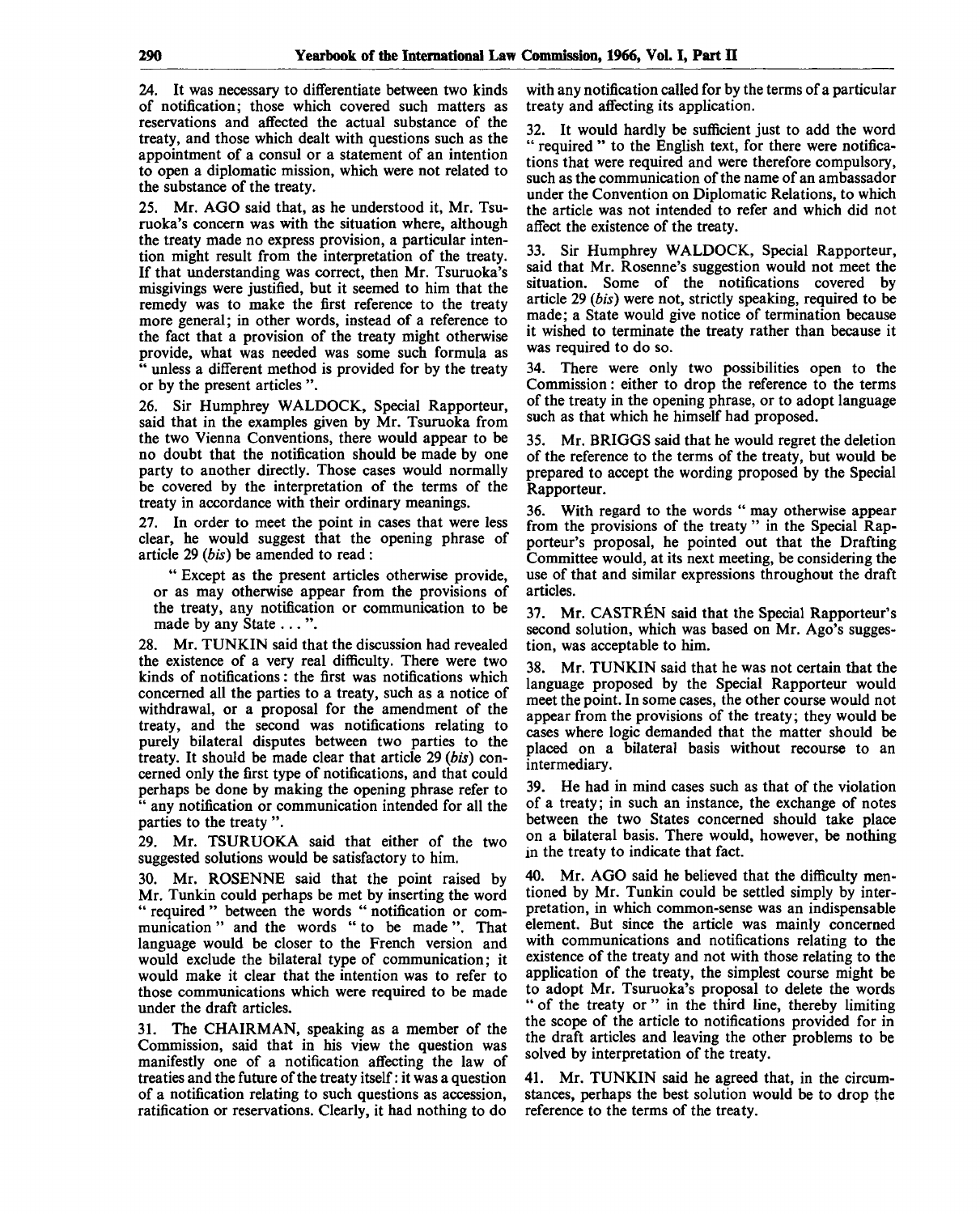24. It was necessary to differentiate between two kinds of notification; those which covered such matters as reservations and affected the actual substance of the treaty, and those which dealt with questions such as the appointment of a consul or a statement of an intention to open a diplomatic mission, which were not related to the substance of the treaty.

25. Mr. AGO said that, as he understood it, Mr. Tsuruoka's concern was with the situation where, although the treaty made no express provision, a particular intention might result from the interpretation of the treaty. If that understanding was correct, then Mr. Tsuruoka's misgivings were justified, but it seemed to him that the remedy was to make the first reference to the treaty more general; in other words, instead of a reference to the fact that a provision of the treaty might otherwise provide, what was needed was some such formula as " unless a different method is provided for by the treaty or by the present articles ".

26. Sir Humphrey WALDOCK, Special Rapporteur, said that in the examples given by Mr. Tsuruoka from the two Vienna Conventions, there would appear to be no doubt that the notification should be made by one party to another directly. Those cases would normally be covered by the interpretation of the terms of the treaty in accordance with their ordinary meanings.

27. In order to meet the point in cases that were less clear, he would suggest that the opening phrase of article 29 (*bis*) be amended to read:

> " Except as the present articles otherwise provide, or as may otherwise appear from the provisions of the treaty, any notification or communication to be made by any State . . . ".

28. Mr. TUNKIN said that the discussion had revealed the existence of a very real difficulty. There were two kinds of notifications: the first was notifications which concerned all the parties to a treaty, such as a notice of withdrawal, or a proposal for the amendment of the treaty, and the second was notifications relating to purely bilateral disputes between two parties to the treaty. It should be made clear that article 29 (*bis*) concerned only the first type of notifications, and that could perhaps be done by making the opening phrase refer to " any notification or communication intended for all the parties to the treaty ".

29. Mr. TSURUOKA said that either of the two suggested solutions would be satisfactory to him.

30. Mr. ROSENNE said that the point raised by Mr. Tunkin could perhaps be met by inserting the word " required " between the words " notification or communication " and the words " to be made ". That language would be closer to the French version and would exclude the bilateral type of communication; it would make it clear that the intention was to refer to those communications which were required to be made under the draft articles.

31. The CHAIRMAN, speaking as a member of the Commission, said that in his view the question was manifestly one of a notification affecting the law of treaties and the future of the treaty itself: it was a question of a notification relating to such questions as accession, ratification or reservations. Clearly, it had nothing to do with any notification called for by the terms of a particular treaty and affecting its application.

32. It would hardly be sufficient just to add the word " required " to the English text, for there were notifications that were required and were therefore compulsory, such as the communication of the name of an ambassador under the Convention on Diplomatic Relations, to which the article was not intended to refer and which did not affect the existence of the treaty.

33. Sir Humphrey WALDOCK, Special Rapporteur, said that Mr. Rosenne's suggestion would not meet the situation. Some of the notifications covered by article 29 (*bis*) were not, strictly speaking, required to be made; a State would give notice of termination because it wished to terminate the treaty rather than because it was required to do so.

34. There were only two possibilities open to the Commission: either to drop the reference to the terms of the treaty in the opening phrase, or to adopt language such as that which he himself had proposed.

35. Mr. BRIGGS said that he would regret the deletion of the reference to the terms of the treaty, but would be prepared to accept the wording proposed by the Special Rapporteur.

36. With regard to the words " may otherwise appear from the provisions of the treaty " in the Special Rapporteur's proposal, he pointed out that the Drafting Committee would, at its next meeting, be considering the use of that and similar expressions throughout the draft articles.

37. Mr. CASTRÉN said that the Special Rapporteur's second solution, which was based on Mr. Ago's suggestion, was acceptable to him.

38. Mr. TUNKIN said that he was not certain that the language proposed by the Special Rapporteur would meet the point. In some cases, the other course would not appear from the provisions of the treaty; they would be cases where logic demanded that the matter should be placed on a bilateral basis without recourse to an intermediary.

39. He had in mind cases such as that of the violation of a treaty; in such an instance, the exchange of notes between the two States concerned should take place on a bilateral basis. There would, however, be nothing in the treaty to indicate that fact.

40. Mr. AGO said he believed that the difficulty mentioned by Mr. Tunkin could be settled simply by interpretation, in which common-sense was an indispensable element. But since the article was mainly concerned with communications and notifications relating to the existence of the treaty and not with those relating to the application of the treaty, the simplest course might be to adopt Mr. Tsuruoka's proposal to delete the words " of the treaty or " in the third line, thereby limiting the scope of the article to notifications provided for in the draft articles and leaving the other problems to be solved by interpretation of the treaty.

41. Mr. TUNKIN said he agreed that, in the circumstances, perhaps the best solution would be to drop the reference to the terms of the treaty.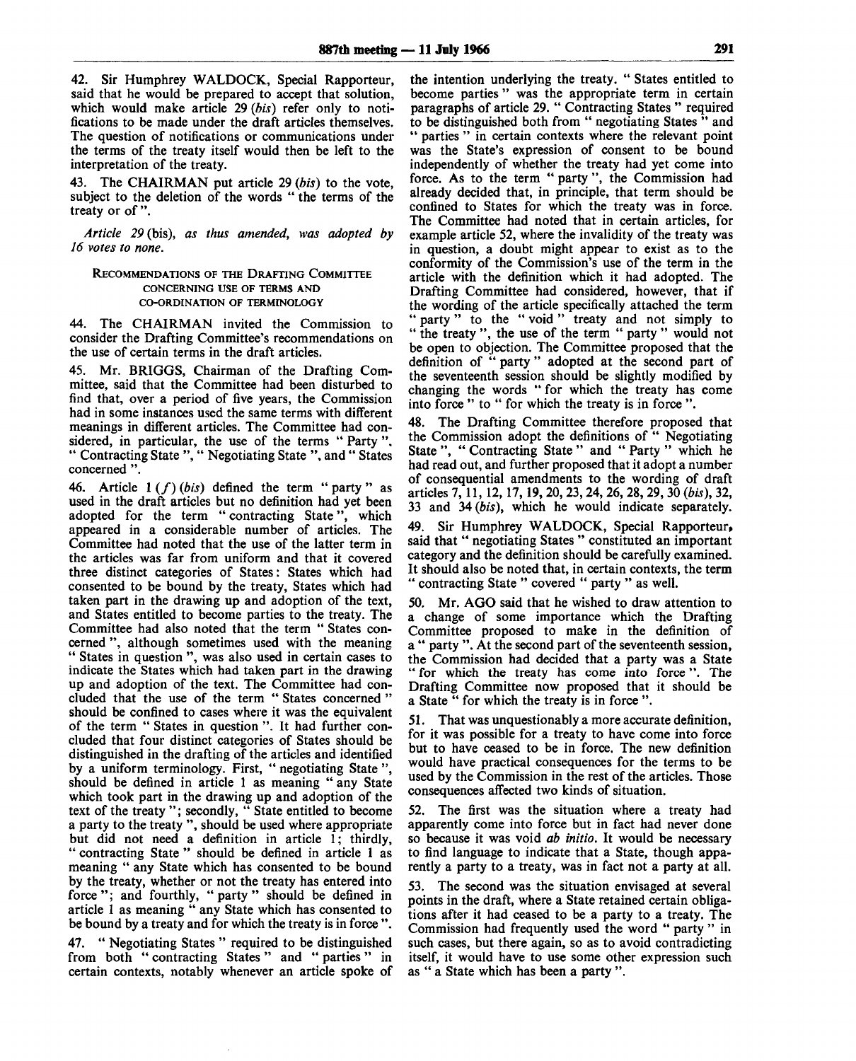42. Sir Humphrey WALDOCK, Special Rapporteur, said that he would be prepared to accept that solution, which would make article 29 (*bis*) refer only to notifications to be made under the draft articles themselves. The question of notifications or communications under the terms of the treaty itself would then be left to the interpretation of the treaty.

43. The CHAIRMAN put article 29 (*bis*) to the vote, subject to the deletion of the words " the terms of the treaty or of ".

*Article 29* (bis), *as thus amended, was adopted by 16 votes to none.*

### Recommendations of the Drafting Committee concerning use of terms and co-ordination of terminology

44. The CHAIRMAN invited the Commission to consider the Drafting Committee's recommendations on the use of certain terms in the draft articles.

45. Mr. BRIGGS, Chairman of the Drafting Committee, said that the Committee had been disturbed to find that, over a period of five years, the Commission had in some instances used the same terms with different meanings in different articles. The Committee had considered, in particular, the use of the terms " Party ", " Contracting State ", " Negotiating State ", and " States concerned ".

46. Article 1 (*f*) (*bis*) defined the term " party " as used in the draft articles but no definition had yet been adopted for the term " contracting State ", which appeared in a considerable number of articles. The Committee had noted that the use of the latter term in the articles was far from uniform and that it covered three distinct categories of States: States which had consented to be bound by the treaty, States which had taken part in the drawing up and adoption of the text, and States entitled to become parties to the treaty. The Committee had also noted that the term " States concerned ", although sometimes used with the meaning " States in question ", was also used in certain cases to indicate the States which had taken part in the drawing up and adoption of the text. The Committee had concluded that the use of the term " States concerned " should be confined to cases where it was the equivalent of the term " States in question ". It had further concluded that four distinct categories of States should be distinguished in the drafting of the articles and identified by a uniform terminology. First, " negotiating State ", should be defined in article 1 as meaning " any State which took part in the drawing up and adoption of the text of the treaty "; secondly, " State entitled to become a party to the treaty ", should be used where appropriate but did not need a definition in article 1; thirdly, " contracting State " should be defined in article 1 as meaning " any State which has consented to be bound by the treaty, whether or not the treaty has entered into force "; and fourthly, " party " should be defined in article 1 as meaning " any State which has consented to be bound by a treaty and for which the treaty is in force ".

47. " Negotiating States " required to be distinguished from both " contracting States " and " parties " in certain contexts, notably whenever an article spoke of the intention underlying the treaty. " States entitled to become parties " was the appropriate term in certain paragraphs of article 29. " Contracting States " required to be distinguished both from " negotiating States " and " parties " in certain contexts where the relevant point was the State's expression of consent to be bound independently of whether the treaty had yet come into force. As to the term " party ", the Commission had already decided that, in principle, that term should be confined to States for which the treaty was in force. The Committee had noted that in certain articles, for example article 52, where the invalidity of the treaty was in question, a doubt might appear to exist as to the conformity of the Commission's use of the term in the article with the definition which it had adopted. The Drafting Committee had considered, however, that if the wording of the article specifically attached the term " party " to the " void " treaty and not simply to " the treaty ", the use of the term " party " would not be open to objection. The Committee proposed that the definition of " party " adopted at the second part of the seventeenth session should be slightly modified by changing the words " for which the treaty has come into force " to " for which the treaty is in force ".

48. The Drafting Committee therefore proposed that the Commission adopt the definitions of " Negotiating State ", " Contracting State " and " Party " which he had read out, and further proposed that it adopt a number of consequential amendments to the wording of draft articles 7, 11, 12, 17, 19, 20, 23, 24, 26, 28, 29, 30 (*bis*), 32, 33 and 34 (*bis*), which he would indicate separately.

49. Sir Humphrey WALDOCK, Special Rapporteur, said that " negotiating States " constituted an important category and the definition should be carefully examined. It should also be noted that, in certain contexts, the term " contracting State " covered " party " as well.

50. Mr. AGO said that he wished to draw attention to a change of some importance which the Drafting Committee proposed to make in the definition of a " party ". At the second part of the seventeenth session, the Commission had decided that a party was a State " for which the treaty has come into force ". The Drafting Committee now proposed that it should be a State " for which the treaty is in force ".

51. That was unquestionably a more accurate definition, for it was possible for a treaty to have come into force but to have ceased to be in force. The new definition would have practical consequences for the terms to be used by the Commission in the rest of the articles. Those consequences affected two kinds of situation.

52. The first was the situation where a treaty had apparently come into force but in fact had never done so because it was void *ab initio*. It would be necessary to find language to indicate that a State, though apparently a party to a treaty, was in fact not a party at all.

53. The second was the situation envisaged at several points in the draft, where a State retained certain obligations after it had ceased to be a party to a treaty. The Commission had frequently used the word " party " in such cases, but there again, so as to avoid contradicting itself, it would have to use some other expression such as " a State which has been a party ".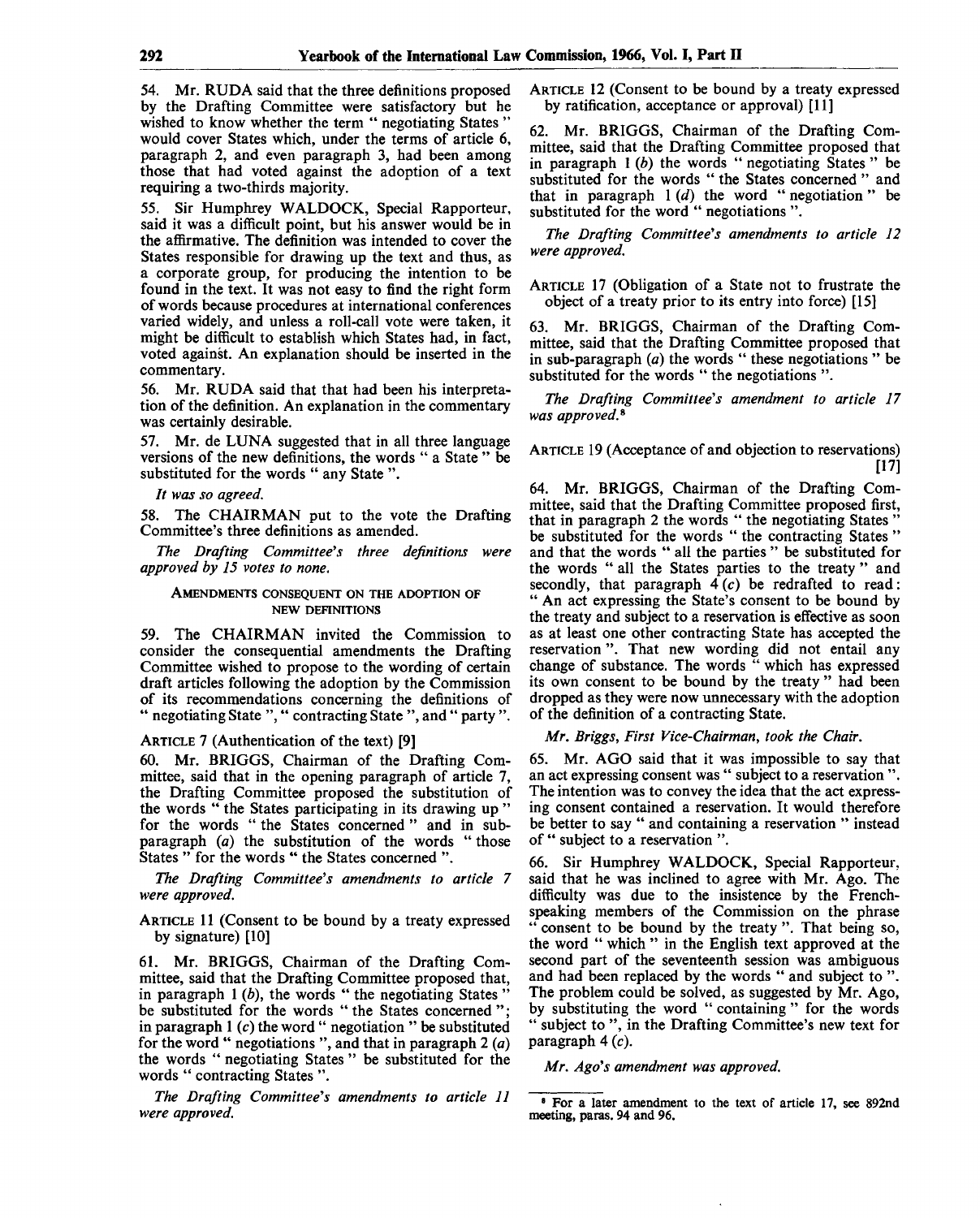54. Mr. RUDA said that the three definitions proposed by the Drafting Committee were satisfactory but he wished to know whether the term " negotiating States " would cover States which, under the terms of article 6, paragraph 2, and even paragraph 3, had been among those that had voted against the adoption of a text requiring a two-thirds majority.

55. Sir Humphrey WALDOCK, Special Rapporteur, said it was a difficult point, but his answer would be in the affirmative. The definition was intended to cover the States responsible for drawing up the text and thus, as a corporate group, for producing the intention to be found in the text. It was not easy to find the right form of words because procedures at international conferences varied widely, and unless a roll-call vote were taken, it might be difficult to establish which States had, in fact, voted against. An explanation should be inserted in the commentary.

56. Mr. RUDA said that that had been his interpretation of the definition. An explanation in the commentary was certainly desirable.

57. Mr. de LUNA suggested that in all three language versions of the new definitions, the words " a State " be substituted for the words " any State ".

*It was so agreed.*

58. The CHAIRMAN put to the vote the Drafting Committee's three definitions as amended.

*The Drafting Committee's three definitions were approved by 15 votes to none.*

### AMENDMENTS CONSEQUENT ON THE ADOPTION OF NEW DEFINITIONS

59. The CHAIRMAN invited the Commission to consider the consequential amendments the Drafting Committee wished to propose to the wording of certain draft articles following the adoption by the Commission of its recommendations concerning the definitions of " negotiating State ", " contracting State ", and " party ".

ARTICLE 7 (Authentication of the text) [9]

60. Mr. BRIGGS, Chairman of the Drafting Committee, said that in the opening paragraph of article 7, the Drafting Committee proposed the substitution of the words " the States participating in its drawing up " for the words " the States concerned " and in sub-paragraph (*a*) the substitution of the words " those States " for the words " the States concerned ".

*The Drafting Committee's amendments to article 7 were approved.*

ARTICLE 11 (Consent to be bound by a treaty expressed by signature) [10]

61. Mr. BRIGGS, Chairman of the Drafting Committee, said that the Drafting Committee proposed that, in paragraph 1 (*b*), the words " the negotiating States " be substituted for the words " the States concerned "; in paragraph 1 (*c*) the word " negotiation " be substituted for the word " negotiations ", and that in paragraph 2 (*a*) the words " negotiating States " be substituted for the words " contracting States ".

*The Drafting Committee's amendments to article 11 were approved.*

ARTICLE 12 (Consent to be bound by a treaty expressed by ratification, acceptance or approval) [11]

62. Mr. BRIGGS, Chairman of the Drafting Committee, said that the Drafting Committee proposed that in paragraph 1 (*b*) the words " negotiating States " be substituted for the words " the States concerned " and that in paragraph 1 (*d*) the word " negotiation " be substituted for the word " negotiations ".

*The Drafting Committee's amendments to article 12 were approved.*

ARTICLE 17 (Obligation of a State not to frustrate the object of a treaty prior to its entry into force) [15]

63. Mr. BRIGGS, Chairman of the Drafting Committee, said that the Drafting Committee proposed that in sub-paragraph (*a*) the words " these negotiations " be substituted for the words " the negotiations ".

*The Drafting Committee's amendment to article 17 was approved.*[8]

ARTICLE 19 (Acceptance of and objection to reservations) [17]

64. Mr. BRIGGS, Chairman of the Drafting Committee, said that the Drafting Committee proposed first, that in paragraph 2 the words " the negotiating States " be substituted for the words " the contracting States " and that the words " all the parties " be substituted for the words " all the States parties to the treaty " and secondly, that paragraph 4 (*c*) be redrafted to read: " An act expressing the State's consent to be bound by the treaty and subject to a reservation is effective as soon as at least one other contracting State has accepted the reservation ". That new wording did not entail any change of substance. The words " which has expressed its own consent to be bound by the treaty " had been dropped as they were now unnecessary with the adoption of the definition of a contracting State.

*Mr. Briggs, First Vice-Chairman, took the Chair.*

65. Mr. AGO said that it was impossible to say that an act expressing consent was " subject to a reservation ". The intention was to convey the idea that the act expressing consent contained a reservation. It would therefore be better to say " and containing a reservation " instead of " subject to a reservation ".

66. Sir Humphrey WALDOCK, Special Rapporteur, said that he was inclined to agree with Mr. Ago. The difficulty was due to the insistence by the French-speaking members of the Commission on the phrase " consent to be bound by the treaty ". That being so, the word " which " in the English text approved at the second part of the seventeenth session was ambiguous and had been replaced by the words " and subject to ". The problem could be solved, as suggested by Mr. Ago, by substituting the word " containing " for the words " subject to ", in the Drafting Committee's new text for paragraph 4 (*c*).

*Mr. Ago's amendment was approved.*

---

[8] For a later amendment to the text of article 17, see 892nd meeting, paras. 94 and 96.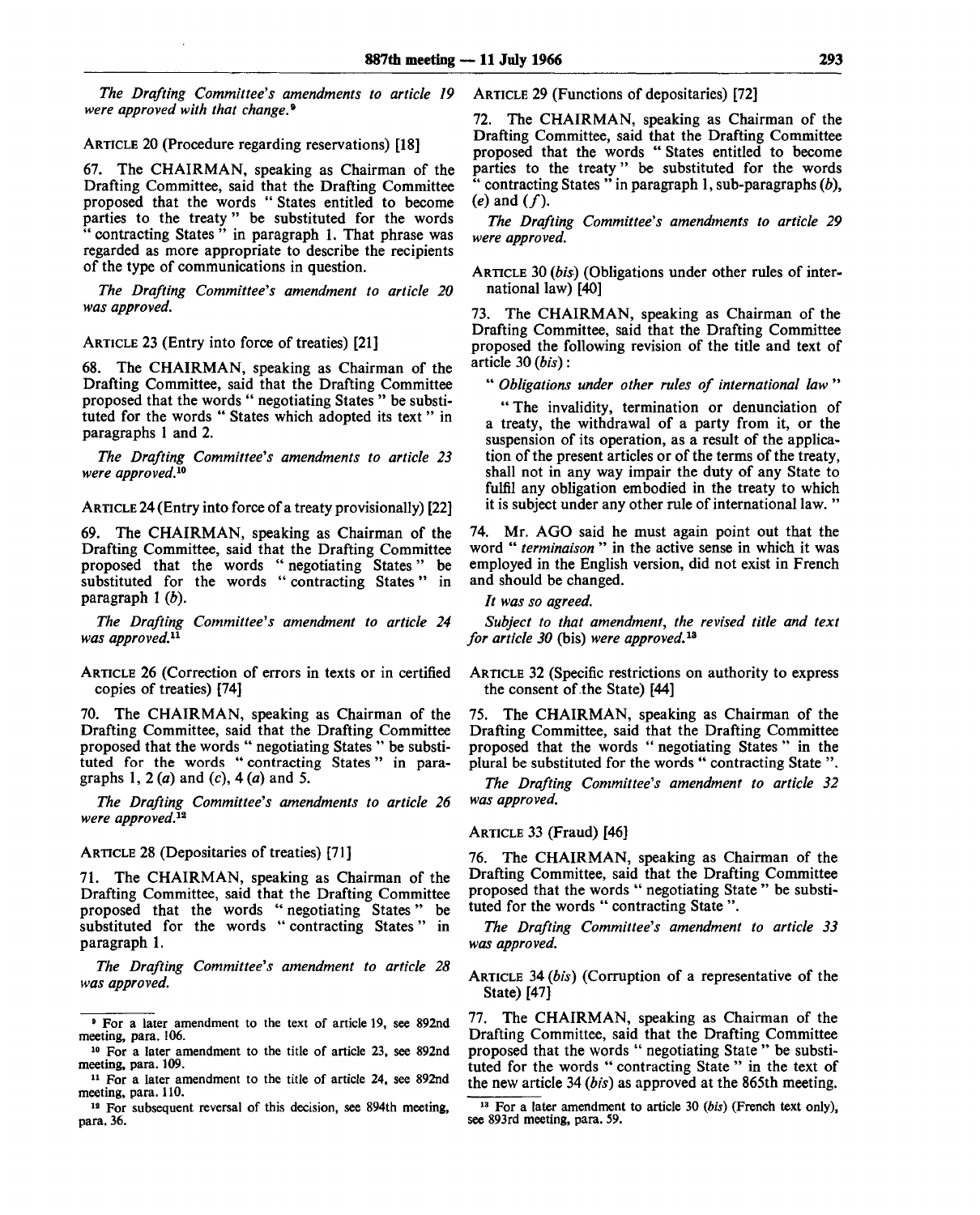*The Drafting Committee's amendments to article 19 were approved with that change.*[9]

ARTICLE 20 (Procedure regarding reservations) [18]

67. The CHAIRMAN, speaking as Chairman of the Drafting Committee, said that the Drafting Committee proposed that the words " States entitled to become parties to the treaty " be substituted for the words " contracting States " in paragraph 1. That phrase was regarded as more appropriate to describe the recipients of the type of communications in question.

*The Drafting Committee's amendment to article 20 was approved.*

ARTICLE 23 (Entry into force of treaties) [21]

68. The CHAIRMAN, speaking as Chairman of the Drafting Committee, said that the Drafting Committee proposed that the words " negotiating States " be substituted for the words " States which adopted its text " in paragraphs 1 and 2.

*The Drafting Committee's amendments to article 23 were approved.*[10]

ARTICLE 24 (Entry into force of a treaty provisionally) [22]

69. The CHAIRMAN, speaking as Chairman of the Drafting Committee, said that the Drafting Committee proposed that the words " negotiating States " be substituted for the words " contracting States " in paragraph 1 (*b*).

*The Drafting Committee's amendment to article 24 was approved.*[11]

ARTICLE 26 (Correction of errors in texts or in certified copies of treaties) [74]

70. The CHAIRMAN, speaking as Chairman of the Drafting Committee, said that the Drafting Committee proposed that the words " negotiating States " be substituted for the words " contracting States " in paragraphs 1, 2 (*a*) and (*c*), 4 (*a*) and 5.

*The Drafting Committee's amendments to article 26 were approved.*[12]

ARTICLE 28 (Depositaries of treaties) [71]

71. The CHAIRMAN, speaking as Chairman of the Drafting Committee, said that the Drafting Committee proposed that the words " negotiating States " be substituted for the words " contracting States " in paragraph 1.

*The Drafting Committee's amendment to article 28 was approved.*

ARTICLE 29 (Functions of depositaries) [72]

72. The CHAIRMAN, speaking as Chairman of the Drafting Committee, said that the Drafting Committee proposed that the words " States entitled to become parties to the treaty " be substituted for the words " contracting States " in paragraph 1, sub-paragraphs (*b*), (*e*) and (*f*).

*The Drafting Committee's amendments to article 29 were approved.*

ARTICLE 30 (*bis*) (Obligations under other rules of international law) [40]

73. The CHAIRMAN, speaking as Chairman of the Drafting Committee, said that the Drafting Committee proposed the following revision of the title and text of article 30 (*bis*):

" *Obligations under other rules of international law* "

" The invalidity, termination or denunciation of a treaty, the withdrawal of a party from it, or the suspension of its operation, as a result of the application of the present articles or of the terms of the treaty, shall not in any way impair the duty of any State to fulfil any obligation embodied in the treaty to which it is subject under any other rule of international law. "

74. Mr. AGO said he must again point out that the word " *terminaison* " in the active sense in which it was employed in the English version, did not exist in French and should be changed.

*It was so agreed.*

*Subject to that amendment, the revised title and text for article 30* (bis) *were approved.*[13]

ARTICLE 32 (Specific restrictions on authority to express the consent of the State) [44]

75. The CHAIRMAN, speaking as Chairman of the Drafting Committee, said that the Drafting Committee proposed that the words " negotiating States " in the plural be substituted for the words " contracting State ".

*The Drafting Committee's amendment to article 32 was approved.*

ARTICLE 33 (Fraud) [46]

76. The CHAIRMAN, speaking as Chairman of the Drafting Committee, said that the Drafting Committee proposed that the words " negotiating State " be substituted for the words " contracting State ".

*The Drafting Committee's amendment to article 33 was approved.*

ARTICLE 34 (*bis*) (Corruption of a representative of the State) [47]

77. The CHAIRMAN, speaking as Chairman of the Drafting Committee, said that the Drafting Committee proposed that the words " negotiating State " be substituted for the words " contracting State " in the text of the new article 34 (*bis*) as approved at the 865th meeting.

---

[9] For a later amendment to the text of article 19, see 892nd meeting, para. 106.

[10] For a later amendment to the title of article 23, see 892nd meeting, para. 109.

[11] For a later amendment to the title of article 24, see 892nd meeting, para. 110.

[12] For subsequent reversal of this decision, see 894th meeting, para. 36.

[13] For a later amendment to article 30 (*bis*) (French text only), see 893rd meeting, para. 59.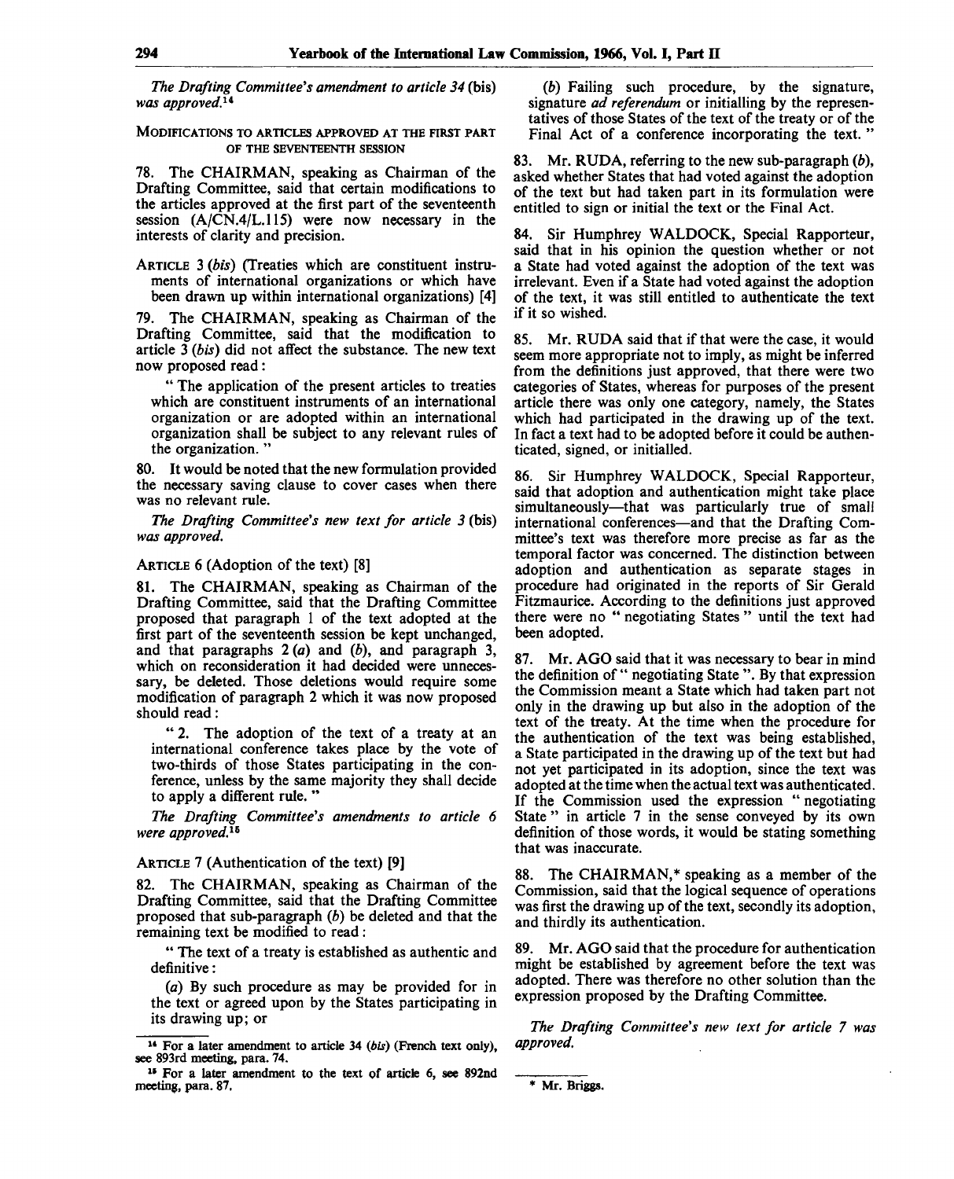*The Drafting Committee's amendment to article 34* (bis) *was approved.*[14]

MODIFICATIONS TO ARTICLES APPROVED AT THE FIRST PART OF THE SEVENTEENTH SESSION

78. The CHAIRMAN, speaking as Chairman of the Drafting Committee, said that certain modifications to the articles approved at the first part of the seventeenth session (A/CN.4/L.115) were now necessary in the interests of clarity and precision.

ARTICLE 3 (*bis*) (Treaties which are constituent instruments of international organizations or which have been drawn up within international organizations) [4]

79. The CHAIRMAN, speaking as Chairman of the Drafting Committee, said that the modification to article 3 (*bis*) did not affect the substance. The new text now proposed read:

" The application of the present articles to treaties which are constituent instruments of an international organization or are adopted within an international organization shall be subject to any relevant rules of the organization. "

80. It would be noted that the new formulation provided the necessary saving clause to cover cases when there was no relevant rule.

*The Drafting Committee's new text for article 3* (bis) *was approved.*

ARTICLE 6 (Adoption of the text) [8]

81. The CHAIRMAN, speaking as Chairman of the Drafting Committee, said that the Drafting Committee proposed that paragraph 1 of the text adopted at the first part of the seventeenth session be kept unchanged, and that paragraphs 2 (*a*) and (*b*), and paragraph 3, which on reconsideration it had decided were unnecessary, be deleted. Those deletions would require some modification of paragraph 2 which it was now proposed should read:

" 2. The adoption of the text of a treaty at an international conference takes place by the vote of two-thirds of those States participating in the conference, unless by the same majority they shall decide to apply a different rule. "

*The Drafting Committee's amendments to article 6 were approved.*[15]

ARTICLE 7 (Authentication of the text) [9]

82. The CHAIRMAN, speaking as Chairman of the Drafting Committee, said that the Drafting Committee proposed that sub-paragraph (*b*) be deleted and that the remaining text be modified to read:

" The text of a treaty is established as authentic and definitive:

(*a*) By such procedure as may be provided for in the text or agreed upon by the States participating in its drawing up; or

(*b*) Failing such procedure, by the signature, signature *ad referendum* or initialling by the representatives of those States of the text of the treaty or of the Final Act of a conference incorporating the text. "

83. Mr. RUDA, referring to the new sub-paragraph (*b*), asked whether States that had voted against the adoption of the text but had taken part in its formulation were entitled to sign or initial the text or the Final Act.

84. Sir Humphrey WALDOCK, Special Rapporteur, said that in his opinion the question whether or not a State had voted against the adoption of the text was irrelevant. Even if a State had voted against the adoption of the text, it was still entitled to authenticate the text if it so wished.

85. Mr. RUDA said that if that were the case, it would seem more appropriate not to imply, as might be inferred from the definitions just approved, that there were two categories of States, whereas for purposes of the present article there was only one category, namely, the States which had participated in the drawing up of the text. In fact a text had to be adopted before it could be authenticated, signed, or initialled.

86. Sir Humphrey WALDOCK, Special Rapporteur, said that adoption and authentication might take place simultaneously—that was particularly true of small international conferences—and that the Drafting Committee's text was therefore more precise as far as the temporal factor was concerned. The distinction between adoption and authentication as separate stages in procedure had originated in the reports of Sir Gerald Fitzmaurice. According to the definitions just approved there were no " negotiating States " until the text had been adopted.

87. Mr. AGO said that it was necessary to bear in mind the definition of " negotiating State ". By that expression the Commission meant a State which had taken part not only in the drawing up but also in the adoption of the text of the treaty. At the time when the procedure for the authentication of the text was being established, a State participated in the drawing up of the text but had not yet participated in its adoption, since the text was adopted at the time when the actual text was authenticated. If the Commission used the expression " negotiating State " in article 7 in the sense conveyed by its own definition of those words, it would be stating something that was inaccurate.

88. The CHAIRMAN,* speaking as a member of the Commission, said that the logical sequence of operations was first the drawing up of the text, secondly its adoption, and thirdly its authentication.

89. Mr. AGO said that the procedure for authentication might be established by agreement before the text was adopted. There was therefore no other solution than the expression proposed by the Drafting Committee.

*The Drafting Committee's new text for article 7 was approved.*

---

[14] For a later amendment to article 34 (*bis*) (French text only), see 893rd meeting, para. 74.

[15] For a later amendment to the text of article 6, see 892nd meeting, para. 87.

\* Mr. Briggs.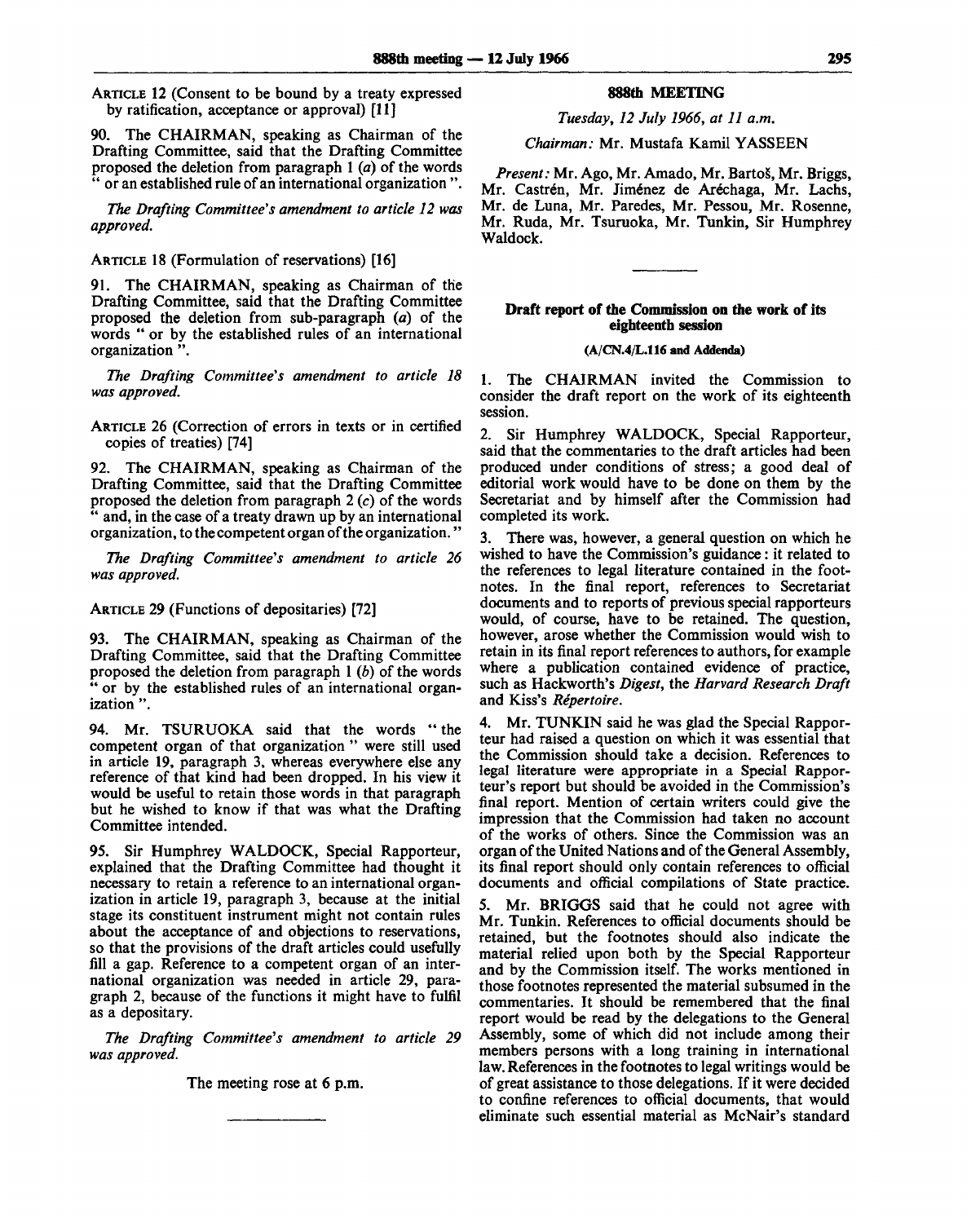ARTICLE 12 (Consent to be bound by a treaty expressed by ratification, acceptance or approval) [11]

90. The CHAIRMAN, speaking as Chairman of the Drafting Committee, said that the Drafting Committee proposed the deletion from paragraph 1 (*a*) of the words " or an established rule of an international organization ".

*The Drafting Committee's amendment to article 12 was approved.*

ARTICLE 18 (Formulation of reservations) [16]

91. The CHAIRMAN, speaking as Chairman of the Drafting Committee, said that the Drafting Committee proposed the deletion from sub-paragraph (*a*) of the words " or by the established rules of an international organization ".

*The Drafting Committee's amendment to article 18 was approved.*

ARTICLE 26 (Correction of errors in texts or in certified copies of treaties) [74]

92. The CHAIRMAN, speaking as Chairman of the Drafting Committee, said that the Drafting Committee proposed the deletion from paragraph 2 (*c*) of the words " and, in the case of a treaty drawn up by an international organization, to the competent organ of the organization. "

*The Drafting Committee's amendment to article 26 was approved.*

ARTICLE 29 (Functions of depositaries) [72]

93. The CHAIRMAN, speaking as Chairman of the Drafting Committee, said that the Drafting Committee proposed the deletion from paragraph 1 (*b*) of the words " or by the established rules of an international organization ".

94. Mr. TSURUOKA said that the words " the competent organ of that organization " were still used in article 19, paragraph 3, whereas everywhere else any reference of that kind had been dropped. In his view it would be useful to retain those words in that paragraph but he wished to know if that was what the Drafting Committee intended.

95. Sir Humphrey WALDOCK, Special Rapporteur, explained that the Drafting Committee had thought it necessary to retain a reference to an international organization in article 19, paragraph 3, because at the initial stage its constituent instrument might not contain rules about the acceptance of and objections to reservations, so that the provisions of the draft articles could usefully fill a gap. Reference to a competent organ of an international organization was needed in article 29, paragraph 2, because of the functions it might have to fulfil as a depositary.

*The Drafting Committee's amendment to article 29 was approved.*

The meeting rose at 6 p.m.

## 888th MEETING

*Tuesday, 12 July 1966, at 11 a.m.*

*Chairman:* Mr. Mustafa Kamil YASSEEN

*Present:* Mr. Ago, Mr. Amado, Mr. Bartoš, Mr. Briggs, Mr. Castrén, Mr. Jiménez de Aréchaga, Mr. Lachs, Mr. de Luna, Mr. Paredes, Mr. Pessou, Mr. Rosenne, Mr. Ruda, Mr. Tsuruoka, Mr. Tunkin, Sir Humphrey Waldock.

### Draft report of the Commission on the work of its eighteenth session

**(A/CN.4/L.116 and Addenda)**

1. The CHAIRMAN invited the Commission to consider the draft report on the work of its eighteenth session.

2. Sir Humphrey WALDOCK, Special Rapporteur, said that the commentaries to the draft articles had been produced under conditions of stress; a good deal of editorial work would have to be done on them by the Secretariat and by himself after the Commission had completed its work.

3. There was, however, a general question on which he wished to have the Commission's guidance: it related to the references to legal literature contained in the footnotes. In the final report, references to Secretariat documents and to reports of previous special rapporteurs would, of course, have to be retained. The question, however, arose whether the Commission would wish to retain in its final report references to authors, for example where a publication contained evidence of practice, such as Hackworth's *Digest*, the *Harvard Research Draft* and Kiss's *Répertoire*.

4. Mr. TUNKIN said he was glad the Special Rapporteur had raised a question on which it was essential that the Commission should take a decision. References to legal literature were appropriate in a Special Rapporteur's report but should be avoided in the Commission's final report. Mention of certain writers could give the impression that the Commission had taken no account of the works of others. Since the Commission was an organ of the United Nations and of the General Assembly, its final report should only contain references to official documents and official compilations of State practice.

5. Mr. BRIGGS said that he could not agree with Mr. Tunkin. References to official documents should be retained, but the footnotes should also indicate the material relied upon both by the Special Rapporteur and by the Commission itself. The works mentioned in those footnotes represented the material subsumed in the commentaries. It should be remembered that the final report would be read by the delegations to the General Assembly, some of which did not include among their members persons with a long training in international law. References in the footnotes to legal writings would be of great assistance to those delegations. If it were decided to confine references to official documents, that would eliminate such essential material as McNair's standard